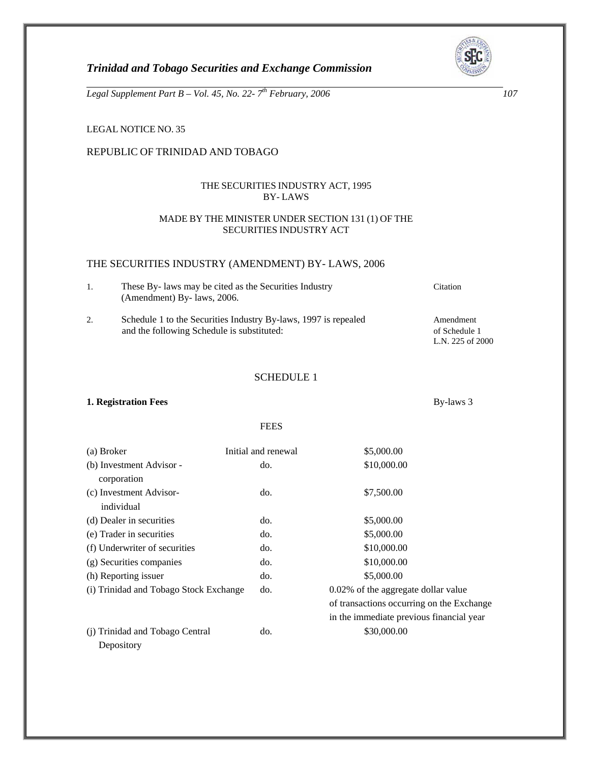LEGAL NOTICE NO. 35

REPUBLIC OF TRINIDAD AND TOBAGO

THE SECURITIES INDUSTRY ACT, 1995
BY- LAWS

MADE BY THE MINISTER UNDER SECTION 131 (1) OF THE
SECURITIES INDUSTRY ACT

## THE SECURITIES INDUSTRY (AMENDMENT) BY- LAWS, 2006

1. These By- laws may be cited as the Securities Industry (Amendment) By- laws, 2006. — Citation

2. Schedule 1 to the Securities Industry By-laws, 1997 is repealed and the following Schedule is substituted: — Amendment of Schedule 1 L.N. 225 of 2000

### SCHEDULE 1

**1. Registration Fees** — By-laws 3

FEES

| | | |
|---|---|---|
| (a) Broker | Initial and renewal | $5,000.00 |
| (b) Investment Advisor - corporation | do. | $10,000.00 |
| (c) Investment Advisor- individual | do. | $7,500.00 |
| (d) Dealer in securities | do. | $5,000.00 |
| (e) Trader in securities | do. | $5,000.00 |
| (f) Underwriter of securities | do. | $10,000.00 |
| (g) Securities companies | do. | $10,000.00 |
| (h) Reporting issuer | do. | $5,000.00 |
| (i) Trinidad and Tobago Stock Exchange | do. | 0.02% of the aggregate dollar value of transactions occurring on the Exchange in the immediate previous financial year |
| (j) Trinidad and Tobago Central Depository | do. | $30,000.00 |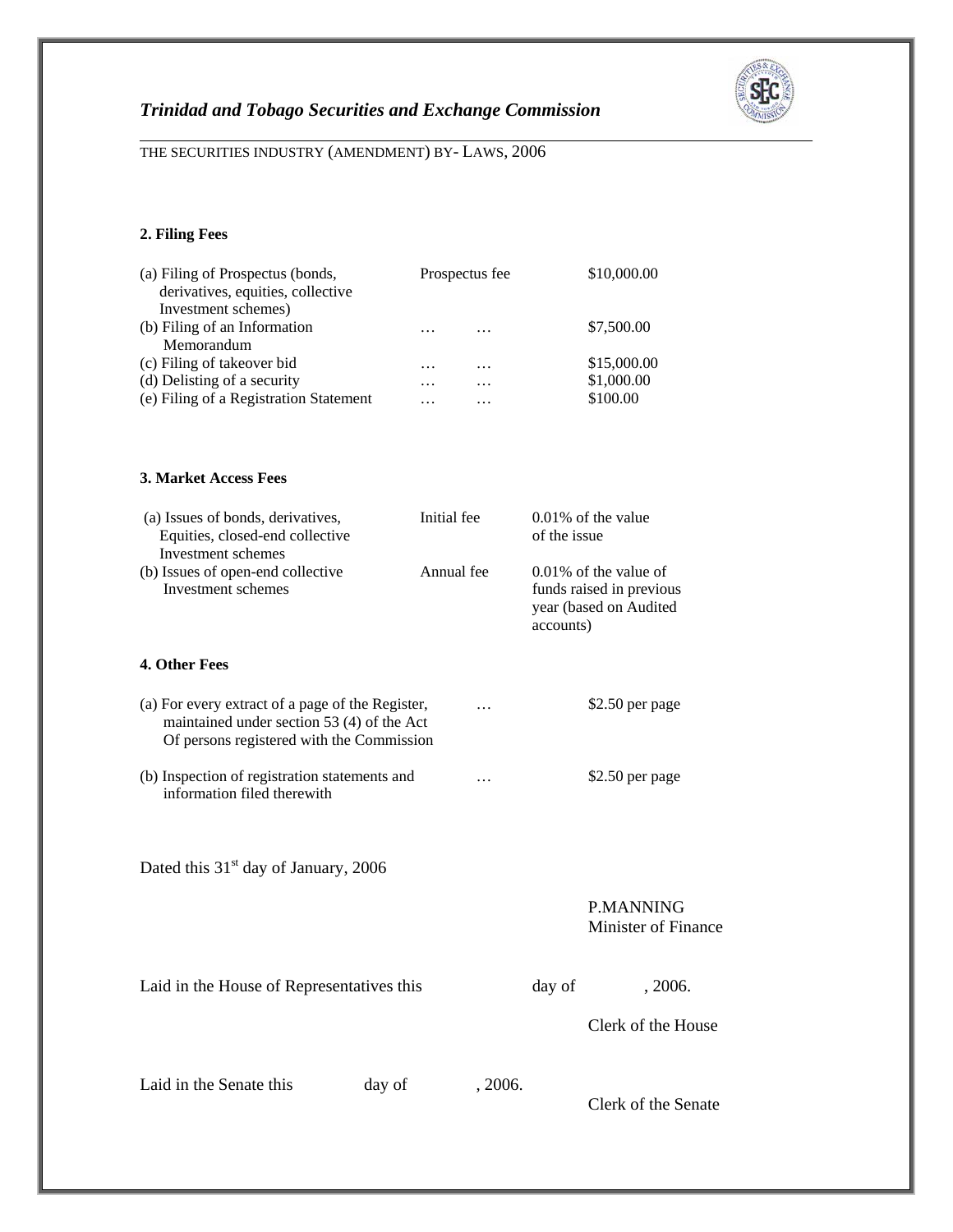*Trinidad and Tobago Securities and Exchange Commission*

THE SECURITIES INDUSTRY (AMENDMENT) BY- LAWS, 2006

**2. Filing Fees**

| | | |
|---|---|---|
| (a) Filing of Prospectus (bonds, derivatives, equities, collective Investment schemes) | Prospectus fee | \$10,000.00 |
| (b) Filing of an Information Memorandum | … … | \$7,500.00 |
| (c) Filing of takeover bid | … … | \$15,000.00 |
| (d) Delisting of a security | … … | \$1,000.00 |
| (e) Filing of a Registration Statement | … … | \$100.00 |

**3. Market Access Fees**

| | | |
|---|---|---|
| (a) Issues of bonds, derivatives, Equities, closed-end collective Investment schemes | Initial fee | 0.01% of the value of the issue |
| (b) Issues of open-end collective Investment schemes | Annual fee | 0.01% of the value of funds raised in previous year (based on Audited accounts) |

**4. Other Fees**

| | | |
|---|---|---|
| (a) For every extract of a page of the Register, maintained under section 53 (4) of the Act Of persons registered with the Commission | … | \$2.50 per page |
| (b) Inspection of registration statements and information filed therewith | … | \$2.50 per page |

Dated this 31st day of January, 2006

P.MANNING
Minister of Finance

Laid in the House of Representatives this day of , 2006.

Clerk of the House

Laid in the Senate this day of , 2006.

Clerk of the Senate